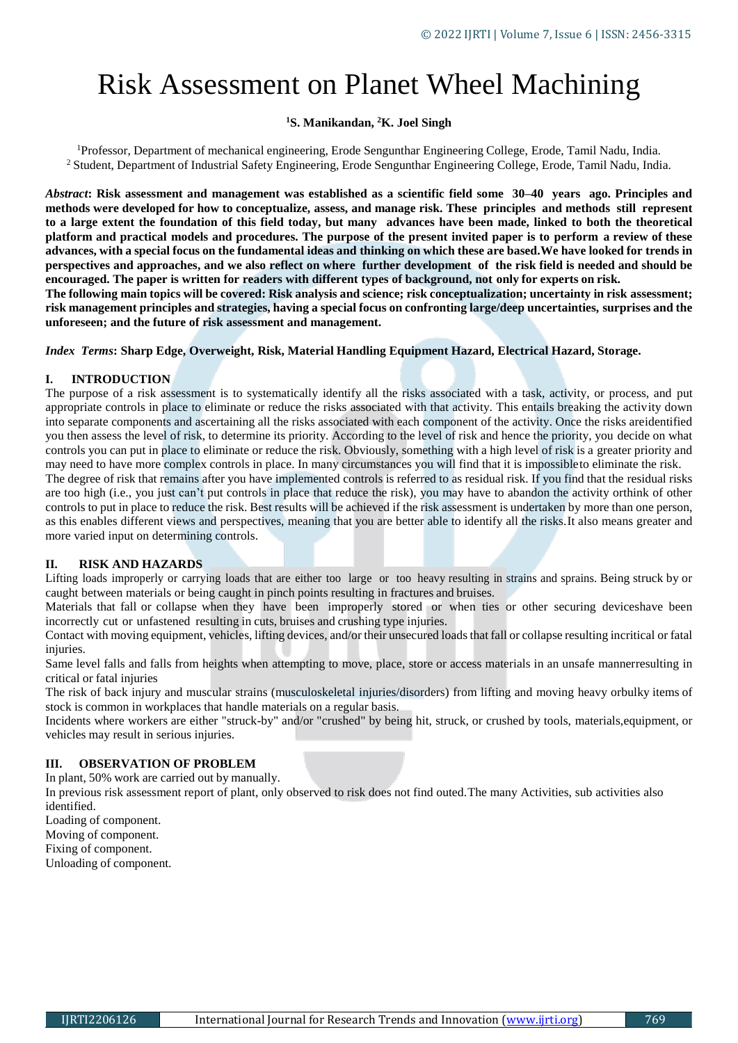# Risk Assessment on Planet Wheel Machining

**[1]S. Manikandan, [2]K. Joel Singh**

[1]Professor, Department of mechanical engineering, Erode Sengunthar Engineering College, Erode, Tamil Nadu, India.
[2] Student, Department of Industrial Safety Engineering, Erode Sengunthar Engineering College, Erode, Tamil Nadu, India.

***Abstract*: Risk assessment and management was established as a scientific field some 30–40 years ago. Principles and methods were developed for how to conceptualize, assess, and manage risk. These principles and methods still represent to a large extent the foundation of this field today, but many advances have been made, linked to both the theoretical platform and practical models and procedures. The purpose of the present invited paper is to perform a review of these advances, with a special focus on the fundamental ideas and thinking on which these are based.We have looked for trends in perspectives and approaches, and we also reflect on where further development of the risk field is needed and should be encouraged. The paper is written for readers with different types of background, not only for experts on risk.**
**The following main topics will be covered: Risk analysis and science; risk conceptualization; uncertainty in risk assessment; risk management principles and strategies, having a special focus on confronting large/deep uncertainties, surprises and the unforeseen; and the future of risk assessment and management.**

***Index Terms*: Sharp Edge, Overweight, Risk, Material Handling Equipment Hazard, Electrical Hazard, Storage.**

## I. INTRODUCTION

The purpose of a risk assessment is to systematically identify all the risks associated with a task, activity, or process, and put appropriate controls in place to eliminate or reduce the risks associated with that activity. This entails breaking the activity down into separate components and ascertaining all the risks associated with each component of the activity. Once the risks areidentified you then assess the level of risk, to determine its priority. According to the level of risk and hence the priority, you decide on what controls you can put in place to eliminate or reduce the risk. Obviously, something with a high level of risk is a greater priority and may need to have more complex controls in place. In many circumstances you will find that it is impossibleto eliminate the risk.
The degree of risk that remains after you have implemented controls is referred to as residual risk. If you find that the residual risks are too high (i.e., you just can't put controls in place that reduce the risk), you may have to abandon the activity orthink of other controls to put in place to reduce the risk. Best results will be achieved if the risk assessment is undertaken by more than one person, as this enables different views and perspectives, meaning that you are better able to identify all the risks.It also means greater and more varied input on determining controls.

## II. RISK AND HAZARDS

Lifting loads improperly or carrying loads that are either too large or too heavy resulting in strains and sprains. Being struck by or caught between materials or being caught in pinch points resulting in fractures and bruises.
Materials that fall or collapse when they have been improperly stored or when ties or other securing deviceshave been incorrectly cut or unfastened resulting in cuts, bruises and crushing type injuries.
Contact with moving equipment, vehicles, lifting devices, and/or their unsecured loads that fall or collapse resulting incritical or fatal injuries.
Same level falls and falls from heights when attempting to move, place, store or access materials in an unsafe mannerresulting in critical or fatal injuries
The risk of back injury and muscular strains (musculoskeletal injuries/disorders) from lifting and moving heavy orbulky items of stock is common in workplaces that handle materials on a regular basis.
Incidents where workers are either "struck-by" and/or "crushed" by being hit, struck, or crushed by tools, materials,equipment, or vehicles may result in serious injuries.

## III. OBSERVATION OF PROBLEM

In plant, 50% work are carried out by manually.
In previous risk assessment report of plant, only observed to risk does not find outed.The many Activities, sub activities also identified.
Loading of component.
Moving of component.
Fixing of component.
Unloading of component.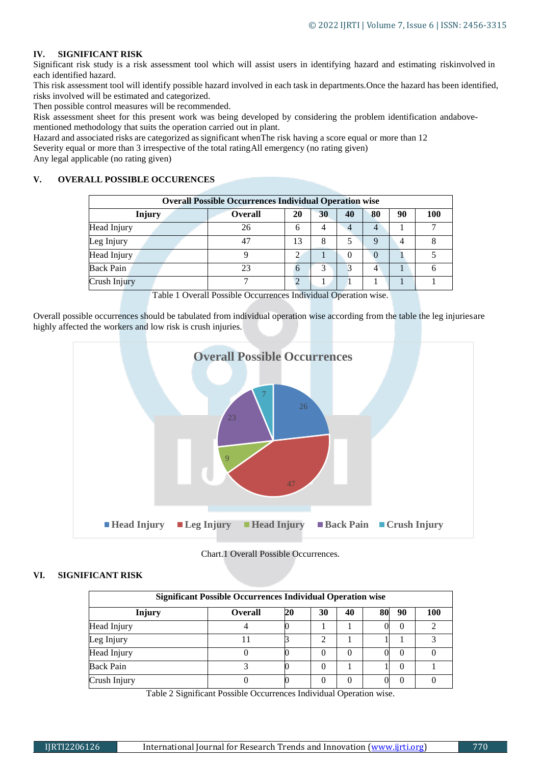## IV. SIGNIFICANT RISK

Significant risk study is a risk assessment tool which will assist users in identifying hazard and estimating riskinvolved in each identified hazard.

This risk assessment tool will identify possible hazard involved in each task in departments.Once the hazard has been identified, risks involved will be estimated and categorized.

Then possible control measures will be recommended.

Risk assessment sheet for this present work was being developed by considering the problem identification andabove-mentioned methodology that suits the operation carried out in plant.

Hazard and associated risks are categorized as significant whenThe risk having a score equal or more than 12

Severity equal or more than 3 irrespective of the total ratingAll emergency (no rating given)

Any legal applicable (no rating given)

## V. OVERALL POSSIBLE OCCURENCES

| Overall Possible Occurrences Individual Operation wise | | | | | | | |
|---|---|---|---|---|---|---|---|
| **Injury** | **Overall** | **20** | **30** | **40** | **80** | **90** | **100** |
| Head Injury | 26 | 6 | 4 | 4 | 4 | 1 | 7 |
| Leg Injury | 47 | 13 | 8 | 5 | 9 | 4 | 8 |
| Head Injury | 9 | 2 | 1 | 0 | 0 | 1 | 5 |
| Back Pain | 23 | 6 | 3 | 3 | 4 | 1 | 6 |
| Crush Injury | 7 | 2 | 1 | 1 | 1 | 1 | 1 |

Table 1 Overall Possible Occurrences Individual Operation wise.

Overall possible occurrences should be tabulated from individual operation wise according from the table the leg injuriesare highly affected the workers and low risk is crush injuries.

Chart.1 Overall Possible Occurrences.

## VI. SIGNIFICANT RISK

| Significant Possible Occurrences Individual Operation wise | | | | | | | |
|---|---|---|---|---|---|---|---|
| **Injury** | **Overall** | **20** | **30** | **40** | **80** | **90** | **100** |
| Head Injury | 4 | 0 | 1 | 1 | 0 | 0 | 2 |
| Leg Injury | 11 | 3 | 2 | 1 | 1 | 1 | 3 |
| Head Injury | 0 | 0 | 0 | 0 | 0 | 0 | 0 |
| Back Pain | 3 | 0 | 0 | 1 | 1 | 0 | 1 |
| Crush Injury | 0 | 0 | 0 | 0 | 0 | 0 | 0 |

Table 2 Significant Possible Occurrences Individual Operation wise.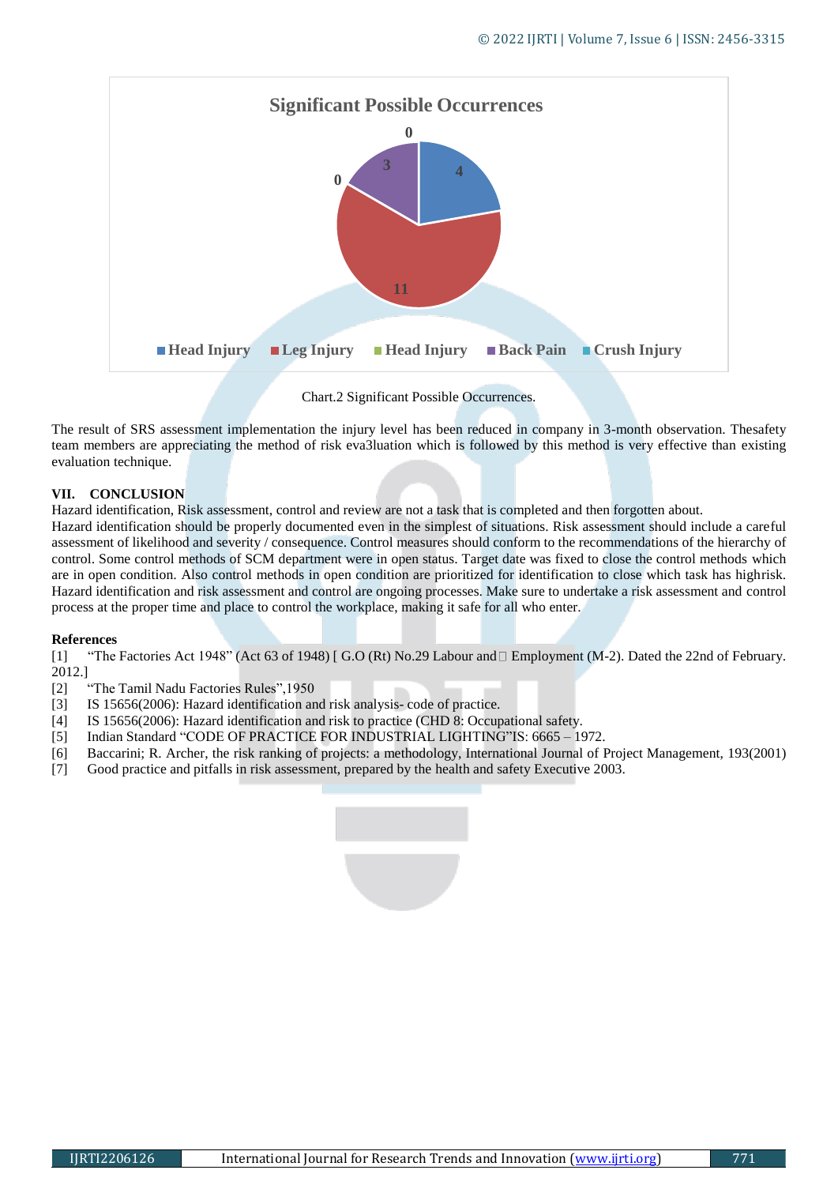Significant Possible Occurrences

0
4
0
3
11

Head Injury, Leg Injury, Head Injury, Back Pain, Crush Injury

Chart.2 Significant Possible Occurrences.

The result of SRS assessment implementation the injury level has been reduced in company in 3-month observation. Thesafety team members are appreciating the method of risk eva3luation which is followed by this method is very effective than existing evaluation technique.

## VII. CONCLUSION

Hazard identification, Risk assessment, control and review are not a task that is completed and then forgotten about.

Hazard identification should be properly documented even in the simplest of situations. Risk assessment should include a careful assessment of likelihood and severity / consequence. Control measures should conform to the recommendations of the hierarchy of control. Some control methods of SCM department were in open status. Target date was fixed to close the control methods which are in open condition. Also control methods in open condition are prioritized for identification to close which task has highrisk. Hazard identification and risk assessment and control are ongoing processes. Make sure to undertake a risk assessment and control process at the proper time and place to control the workplace, making it safe for all who enter.

## References

[1] "The Factories Act 1948" (Act 63 of 1948) [ G.O (Rt) No.29 Labour and Employment (M-2). Dated the 22nd of February. 2012.]

[2] "The Tamil Nadu Factories Rules",1950

[3] IS 15656(2006): Hazard identification and risk analysis- code of practice.

[4] IS 15656(2006): Hazard identification and risk to practice (CHD 8: Occupational safety.

[5] Indian Standard "CODE OF PRACTICE FOR INDUSTRIAL LIGHTING"IS: 6665 – 1972.

[6] Baccarini; R. Archer, the risk ranking of projects: a methodology, International Journal of Project Management, 193(2001)

[7] Good practice and pitfalls in risk assessment, prepared by the health and safety Executive 2003.